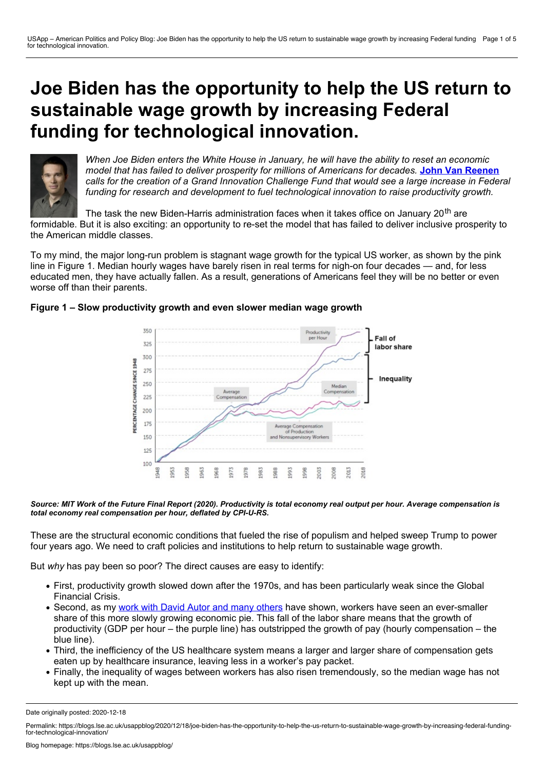# Joe Biden has the opportunity to help the US return to sustainable wage growth by increasing Federal funding for technological innovation.

*When Joe Biden enters the White House in January, he will have the ability to reset an economic model that has failed to deliver prosperity for millions of Americans for decades.* **John Van Reenen** *calls for the creation of a Grand Innovation Challenge Fund that would see a large increase in Federal funding for research and development to fuel technological innovation to raise productivity growth.*

The task the new Biden-Harris administration faces when it takes office on January 20th are formidable. But it is also exciting: an opportunity to re-set the model that has failed to deliver inclusive prosperity to the American middle classes.

To my mind, the major long-run problem is stagnant wage growth for the typical US worker, as shown by the pink line in Figure 1. Median hourly wages have barely risen in real terms for nigh-on four decades — and, for less educated men, they have actually fallen. As a result, generations of Americans feel they will be no better or even worse off than their parents.

**Figure 1 – Slow productivity growth and even slower median wage growth**

***Source: MIT Work of the Future Final Report (2020). Productivity is total economy real output per hour. Average compensation is total economy real compensation per hour, deflated by CPI-U-RS.***

These are the structural economic conditions that fueled the rise of populism and helped sweep Trump to power four years ago. We need to craft policies and institutions to help return to sustainable wage growth.

But *why* has pay been so poor? The direct causes are easy to identify:

- First, productivity growth slowed down after the 1970s, and has been particularly weak since the Global Financial Crisis.
- Second, as my work with David Autor and many others have shown, workers have seen an ever-smaller share of this more slowly growing economic pie. This fall of the labor share means that the growth of productivity (GDP per hour – the purple line) has outstripped the growth of pay (hourly compensation – the blue line).
- Third, the inefficiency of the US healthcare system means a larger and larger share of compensation gets eaten up by healthcare insurance, leaving less in a worker's pay packet.
- Finally, the inequality of wages between workers has also risen tremendously, so the median wage has not kept up with the mean.

Date originally posted: 2020-12-18

Permalink: https://blogs.lse.ac.uk/usappblog/2020/12/18/joe-biden-has-the-opportunity-to-help-the-us-return-to-sustainable-wage-growth-by-increasing-federal-funding-for-technological-innovation/

Blog homepage: https://blogs.lse.ac.uk/usappblog/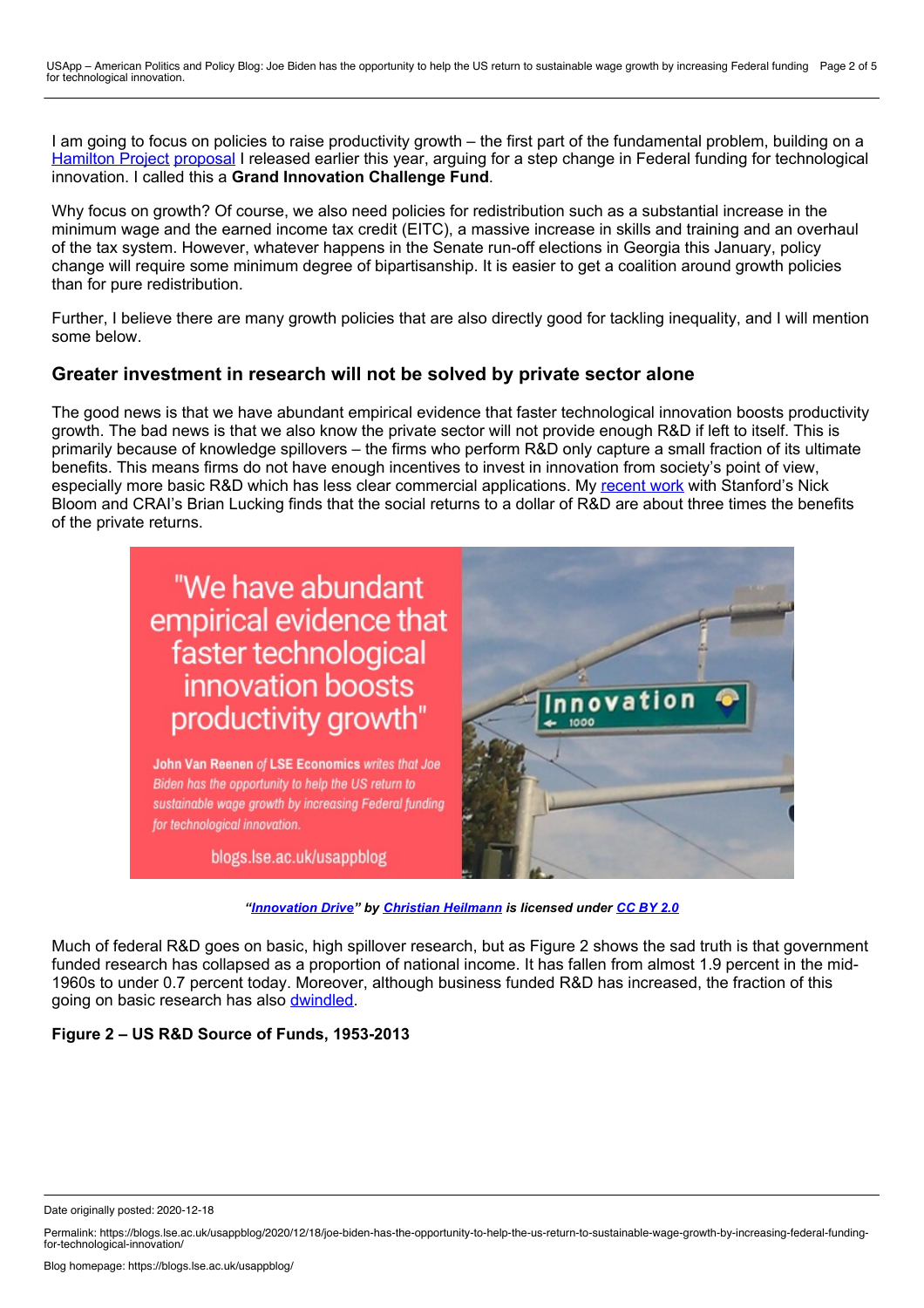I am going to focus on policies to raise productivity growth – the first part of the fundamental problem, building on a Hamilton Project proposal I released earlier this year, arguing for a step change in Federal funding for technological innovation. I called this a **Grand Innovation Challenge Fund**.

Why focus on growth? Of course, we also need policies for redistribution such as a substantial increase in the minimum wage and the earned income tax credit (EITC), a massive increase in skills and training and an overhaul of the tax system. However, whatever happens in the Senate run-off elections in Georgia this January, policy change will require some minimum degree of bipartisanship. It is easier to get a coalition around growth policies than for pure redistribution.

Further, I believe there are many growth policies that are also directly good for tackling inequality, and I will mention some below.

## Greater investment in research will not be solved by private sector alone

The good news is that we have abundant empirical evidence that faster technological innovation boosts productivity growth. The bad news is that we also know the private sector will not provide enough R&D if left to itself. This is primarily because of knowledge spillovers – the firms who perform R&D only capture a small fraction of its ultimate benefits. This means firms do not have enough incentives to invest in innovation from society's point of view, especially more basic R&D which has less clear commercial applications. My recent work with Stanford's Nick Bloom and CRAI's Brian Lucking finds that the social returns to a dollar of R&D are about three times the benefits of the private returns.

*"Innovation Drive" by Christian Heilmann is licensed under CC BY 2.0*

Much of federal R&D goes on basic, high spillover research, but as Figure 2 shows the sad truth is that government funded research has collapsed as a proportion of national income. It has fallen from almost 1.9 percent in the mid-1960s to under 0.7 percent today. Moreover, although business funded R&D has increased, the fraction of this going on basic research has also dwindled.

**Figure 2 – US R&D Source of Funds, 1953-2013**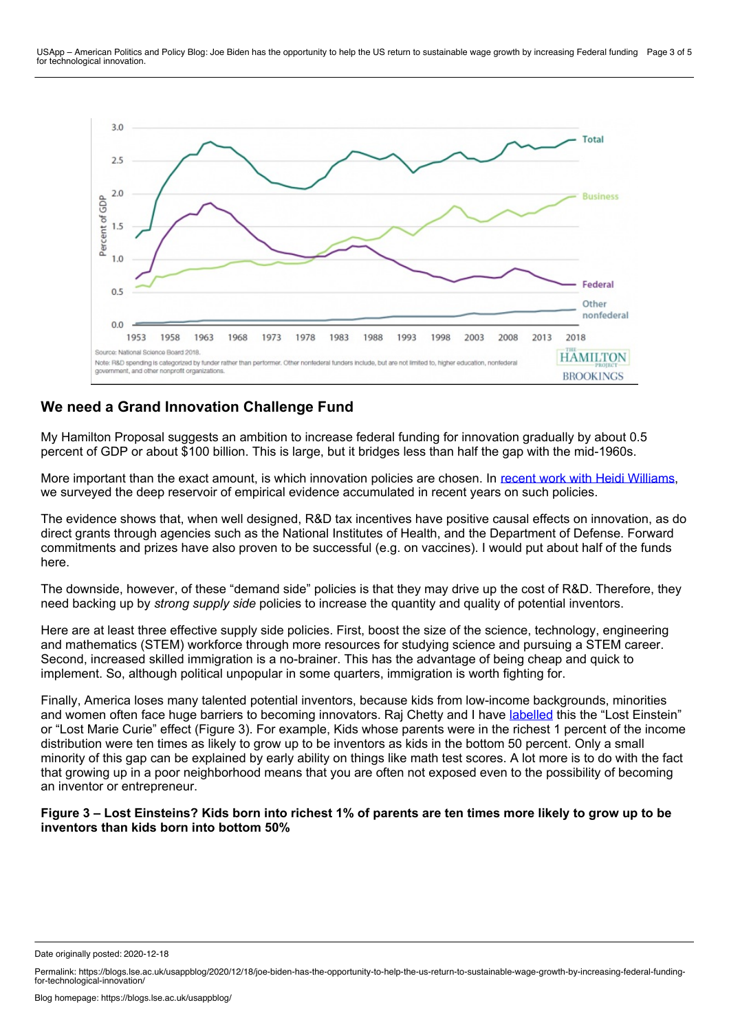Source: National Science Board 2018.

Note: R&D spending is categorized by funder rather than performer. Other nonfederal funders include, but are not limited to, higher education, nonfederal government, and other nonprofit organizations.

## We need a Grand Innovation Challenge Fund

My Hamilton Proposal suggests an ambition to increase federal funding for innovation gradually by about 0.5 percent of GDP or about $100 billion. This is large, but it bridges less than half the gap with the mid-1960s.

More important than the exact amount, is which innovation policies are chosen. In recent work with Heidi Williams, we surveyed the deep reservoir of empirical evidence accumulated in recent years on such policies.

The evidence shows that, when well designed, R&D tax incentives have positive causal effects on innovation, as do direct grants through agencies such as the National Institutes of Health, and the Department of Defense. Forward commitments and prizes have also proven to be successful (e.g. on vaccines). I would put about half of the funds here.

The downside, however, of these "demand side" policies is that they may drive up the cost of R&D. Therefore, they need backing up by *strong supply side* policies to increase the quantity and quality of potential inventors.

Here are at least three effective supply side policies. First, boost the size of the science, technology, engineering and mathematics (STEM) workforce through more resources for studying science and pursuing a STEM career. Second, increased skilled immigration is a no-brainer. This has the advantage of being cheap and quick to implement. So, although political unpopular in some quarters, immigration is worth fighting for.

Finally, America loses many talented potential inventors, because kids from low-income backgrounds, minorities and women often face huge barriers to becoming innovators. Raj Chetty and I have labelled this the "Lost Einstein" or "Lost Marie Curie" effect (Figure 3). For example, Kids whose parents were in the richest 1 percent of the income distribution were ten times as likely to grow up to be inventors as kids in the bottom 50 percent. Only a small minority of this gap can be explained by early ability on things like math test scores. A lot more is to do with the fact that growing up in a poor neighborhood means that you are often not exposed even to the possibility of becoming an inventor or entrepreneur.

**Figure 3 – Lost Einsteins? Kids born into richest 1% of parents are ten times more likely to grow up to be inventors than kids born into bottom 50%**

Date originally posted: 2020-12-18

Permalink: https://blogs.lse.ac.uk/usappblog/2020/12/18/joe-biden-has-the-opportunity-to-help-the-us-return-to-sustainable-wage-growth-by-increasing-federal-funding-for-technological-innovation/

Blog homepage: https://blogs.lse.ac.uk/usappblog/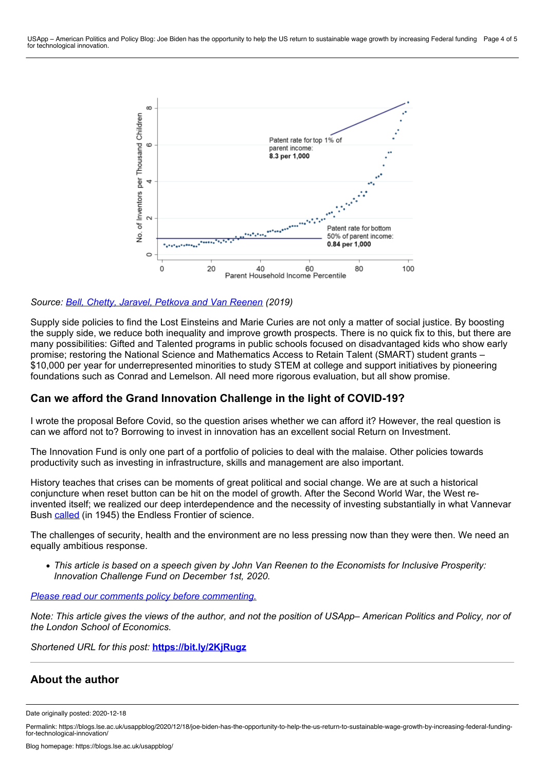*Source: Bell, Chetty, Jaravel, Petkova and Van Reenen (2019)*

Supply side policies to find the Lost Einsteins and Marie Curies are not only a matter of social justice. By boosting the supply side, we reduce both inequality and improve growth prospects. There is no quick fix to this, but there are many possibilities: Gifted and Talented programs in public schools focused on disadvantaged kids who show early promise; restoring the National Science and Mathematics Access to Retain Talent (SMART) student grants – $10,000 per year for underrepresented minorities to study STEM at college and support initiatives by pioneering foundations such as Conrad and Lemelson. All need more rigorous evaluation, but all show promise.

## Can we afford the Grand Innovation Challenge in the light of COVID-19?

I wrote the proposal Before Covid, so the question arises whether we can afford it? However, the real question is can we afford not to? Borrowing to invest in innovation has an excellent social Return on Investment.

The Innovation Fund is only one part of a portfolio of policies to deal with the malaise. Other policies towards productivity such as investing in infrastructure, skills and management are also important.

History teaches that crises can be moments of great political and social change. We are at such a historical conjuncture when reset button can be hit on the model of growth. After the Second World War, the West re-invented itself; we realized our deep interdependence and the necessity of investing substantially in what Vannevar Bush called (in 1945) the Endless Frontier of science.

The challenges of security, health and the environment are no less pressing now than they were then. We need an equally ambitious response.

- *This article is based on a speech given by John Van Reenen to the Economists for Inclusive Prosperity: Innovation Challenge Fund on December 1st, 2020.*

*Please read our comments policy before commenting.*

*Note: This article gives the views of the author, and not the position of USApp– American Politics and Policy, nor of the London School of Economics.*

*Shortened URL for this post:* **https://bit.ly/2KjRugz**

## About the author

Date originally posted: 2020-12-18

Permalink: https://blogs.lse.ac.uk/usappblog/2020/12/18/joe-biden-has-the-opportunity-to-help-the-us-return-to-sustainable-wage-growth-by-increasing-federal-funding-for-technological-innovation/

Blog homepage: https://blogs.lse.ac.uk/usappblog/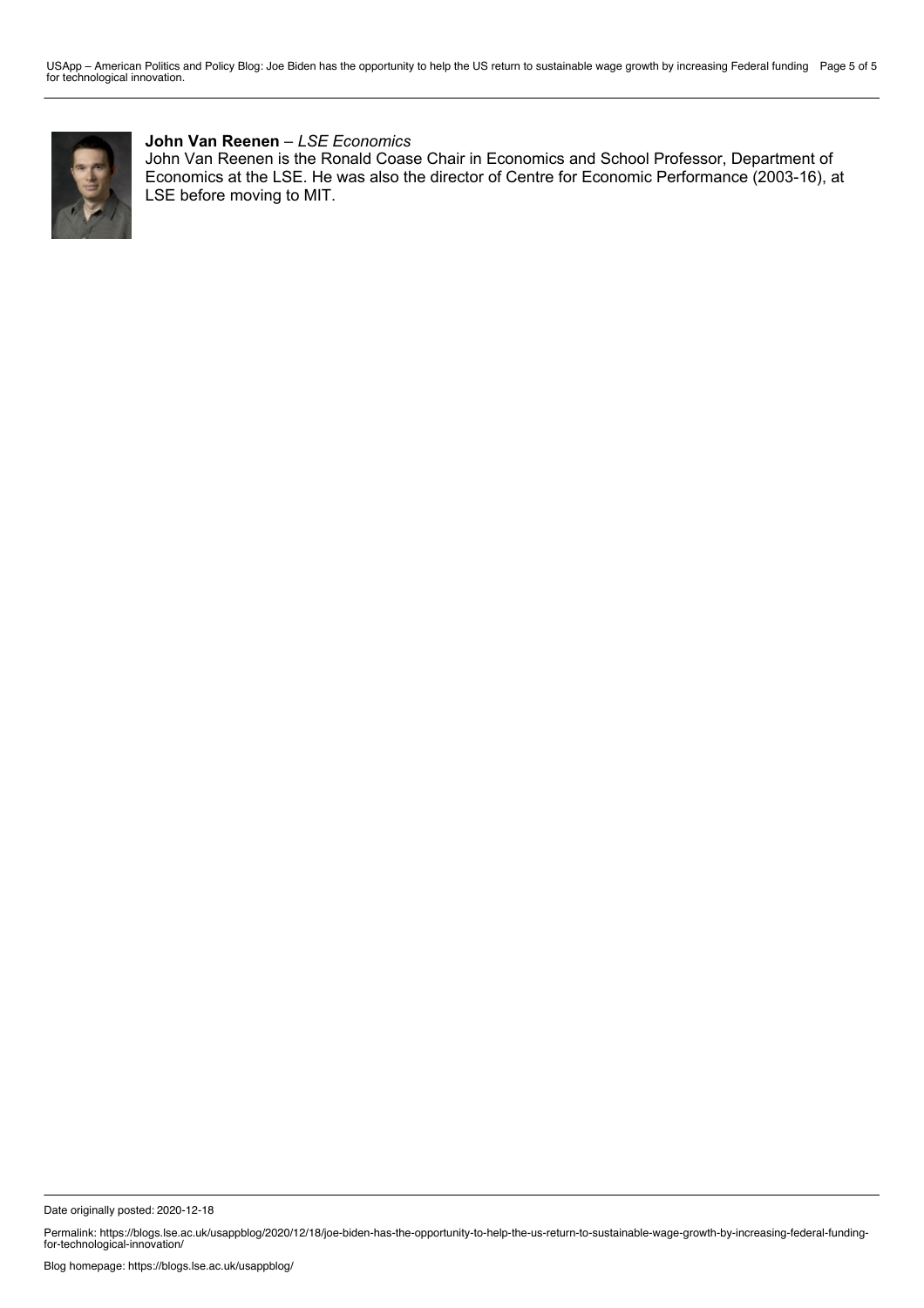**John Van Reenen** – *LSE Economics*
John Van Reenen is the Ronald Coase Chair in Economics and School Professor, Department of Economics at the LSE. He was also the director of Centre for Economic Performance (2003-16), at LSE before moving to MIT.

Date originally posted: 2020-12-18

Permalink: https://blogs.lse.ac.uk/usappblog/2020/12/18/joe-biden-has-the-opportunity-to-help-the-us-return-to-sustainable-wage-growth-by-increasing-federal-funding-for-technological-innovation/

Blog homepage: https://blogs.lse.ac.uk/usappblog/